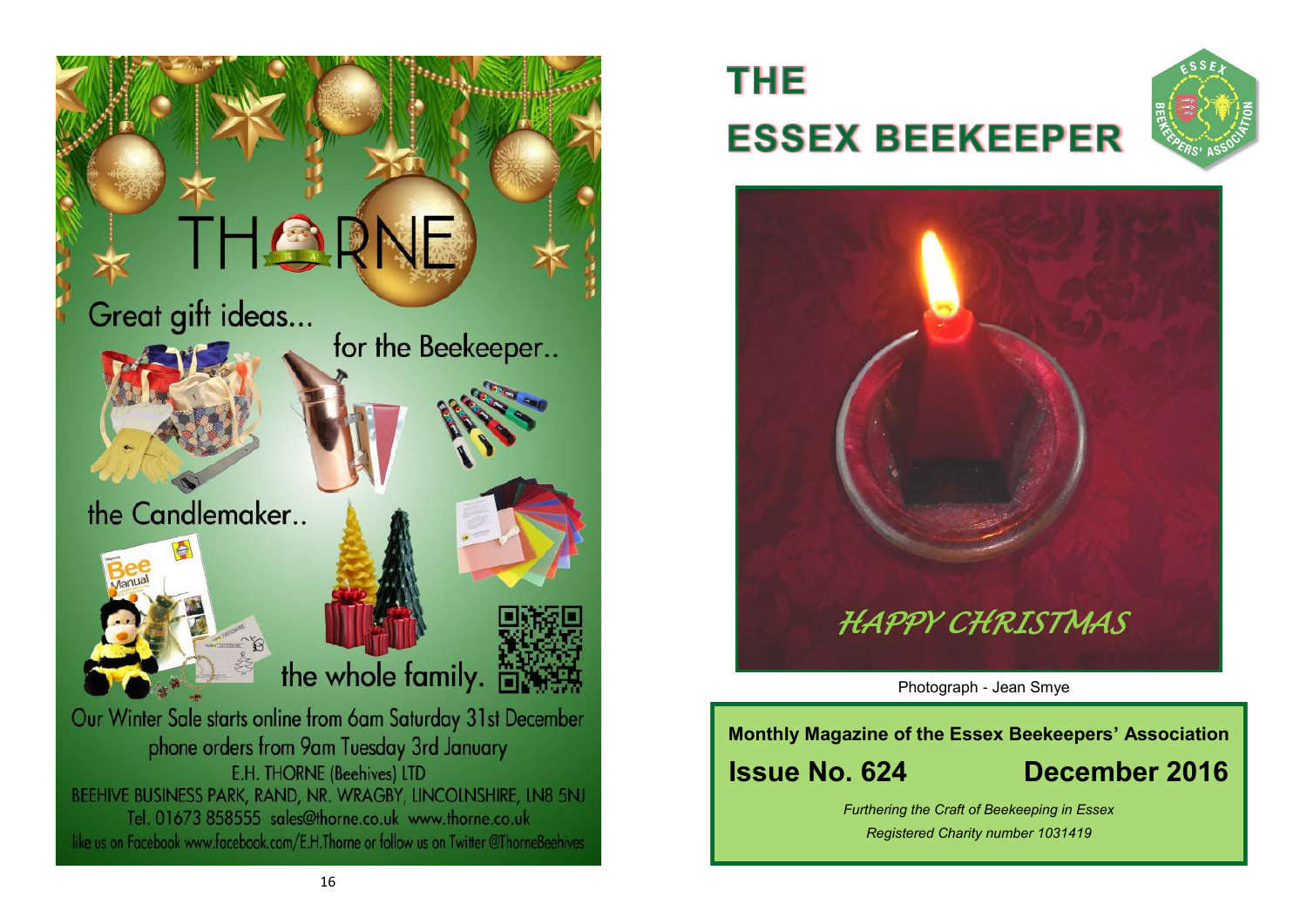THORNE

Great gift ideas...

for the Beekeeper..

the Candlemaker..

the whole family.

Our Winter Sale starts online from 6am Saturday 31st December
phone orders from 9am Tuesday 3rd January

E.H. THORNE (Beehives) LTD
BEEHIVE BUSINESS PARK, RAND, NR. WRAGBY, LINCOLNSHIRE, LN8 5NJ
Tel. 01673 858555 sales@thorne.co.uk www.thorne.co.uk
like us on Facebook www.facebook.com/E.H.Thorne or follow us on Twitter @ThorneBeehives

# THE ESSEX BEEKEEPER

*HAPPY CHRISTMAS*

Photograph - Jean Smye

**Monthly Magazine of the Essex Beekeepers' Association**

**Issue No. 624** **December 2016**

*Furthering the Craft of Beekeeping in Essex*

*Registered Charity number 1031419*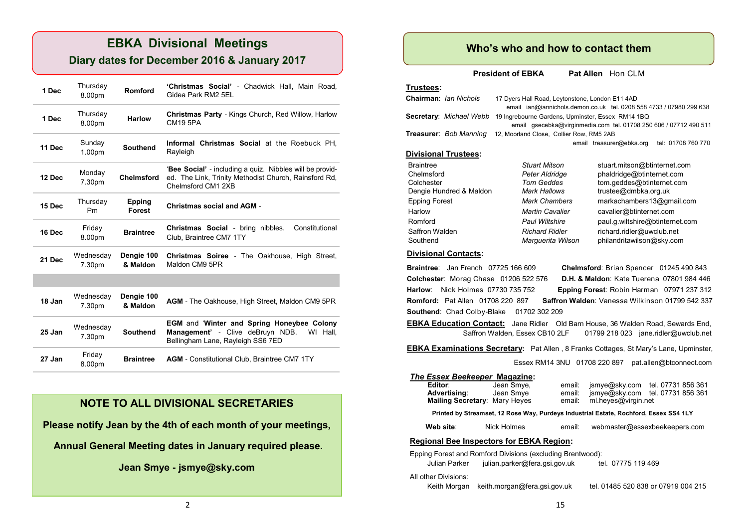# EBKA Divisional Meetings

## Diary dates for December 2016 & January 2017

| | | | |
|---|---|---|---|
| 1 Dec | Thursday 8.00pm | Romford | **'Christmas Social'** - Chadwick Hall, Main Road, Gidea Park RM2 5EL |
| 1 Dec | Thursday 8.00pm | Harlow | **Christmas Party** - Kings Church, Red Willow, Harlow CM19 5PA |
| 11 Dec | Sunday 1.00pm | Southend | **Informal Christmas Social** at the Roebuck PH, Rayleigh |
| 12 Dec | Monday 7.30pm | Chelmsford | '**Bee Social**' - including a quiz. Nibbles will be provided. The Link, Trinity Methodist Church, Rainsford Rd, Chelmsford CM1 2XB |
| 15 Dec | Thursday Pm | Epping Forest | **Christmas social and AGM** - |
| 16 Dec | Friday 8.00pm | Braintree | **Christmas Social** - bring nibbles. Constitutional Club, Braintree CM7 1TY |
| 21 Dec | Wednesday 7.30pm | Dengie 100 & Maldon | **Christmas Soiree** - The Oakhouse, High Street, Maldon CM9 5PR |
| | | | |
| 18 Jan | Wednesday 7.30pm | Dengie 100 & Maldon | **AGM** - The Oakhouse, High Street, Maldon CM9 5PR |
| 25 Jan | Wednesday 7.30pm | Southend | **EGM** and '**Winter and Spring Honeybee Colony Management**' - Clive deBruyn NDB. WI Hall, Bellingham Lane, Rayleigh SS6 7ED |
| 27 Jan | Friday 8.00pm | Braintree | **AGM** - Constitutional Club, Braintree CM7 1TY |

## NOTE TO ALL DIVISIONAL SECRETARIES

**Please notify Jean by the 4th of each month of your meetings,**

**Annual General Meeting dates in January required please.**

**Jean Smye - jsmye@sky.com**

# Who's who and how to contact them

**President of EBKA** **Pat Allen** Hon CLM

**Trustees:**

**Chairman**: *Ian Nichols* 17 Dyers Hall Road, Leytonstone, London E11 4AD
email ian@iannichols.demon.co.uk tel. 0208 558 4733 / 07980 299 638

**Secretary**: *Michael Webb* 19 Ingrebourne Gardens, Upminster, Essex RM14 1BQ
email gsecebka@virginmedia.com tel. 01708 250 606 / 07712 490 511

**Treasurer**: *Bob Manning* 12, Moorland Close, Collier Row, RM5 2AB
email treasurer@ebka.org tel: 01708 760 770

**Divisional Trustees:**

| | | |
|---|---|---|
| Braintree | *Stuart Mitson* | stuart.mitson@btinternet.com |
| Chelmsford | *Peter Aldridge* | phaldridge@btinternet.com |
| Colchester | *Tom Geddes* | tom.geddes@btinternet.com |
| Dengie Hundred & Maldon | *Mark Hallows* | trustee@dmbka.org.uk |
| Epping Forest | *Mark Chambers* | markachambers13@gmail.com |
| Harlow | *Martin Cavalier* | cavalier@btinternet.com |
| Romford | *Paul Wiltshire* | paul.g.wiltshire@btinternet.com |
| Saffron Walden | *Richard Ridler* | richard.ridler@uwclub.net |
| Southend | *Marguerita Wilson* | philandritawilson@sky.com |

**Divisional Contacts:**

**Braintree**: Jan French 07725 166 609 
**Chelmsford**: Brian Spencer 01245 490 843
**Colchester**: Morag Chase 01206 522 576 
**D.H. & Maldon**: Kate Tuerena 07801 984 446
**Harlow**: Nick Holmes 07730 735 752 
**Epping Forest**: Robin Harman 07971 237 312
**Romford:** Pat Allen 01708 220 897 
**Saffron Walden**: Vanessa Wilkinson 01799 542 337
**Southend**: Chad Colby-Blake 01702 302 209

**EBKA Education Contact:** Jane Ridler Old Barn House, 36 Walden Road, Sewards End, Saffron Walden, Essex CB10 2LF 01799 218 023 jane.ridler@uwclub.net

**EBKA Examinations Secretary:** Pat Allen , 8 Franks Cottages, St Mary's Lane, Upminster, Essex RM14 3NU 01708 220 897 pat.allen@btconnect.com

***The Essex Beekeeper* Magazine:**

| | | | |
|---|---|---|---|
| **Editor**: | Jean Smye, | email: jsmye@sky.com | tel. 07731 856 361 |
| **Advertising**: | Jean Smye | email: jsmye@sky.com | tel. 07731 856 361 |
| **Mailing Secretary**: | Mary Heyes | email: ml.heyes@virgin.net | |

**Printed by Streamset, 12 Rose Way, Purdeys Industrial Estate, Rochford, Essex SS4 1LY**

**Web site**: Nick Holmes email: webmaster@essexbeekeepers.com

**Regional Bee Inspectors for EBKA Region:**

Epping Forest and Romford Divisions (excluding Brentwood):
Julian Parker julian.parker@fera.gsi.gov.uk tel. 07775 119 469

All other Divisions:
Keith Morgan keith.morgan@fera.gsi.gov.uk tel. 01485 520 838 or 07919 004 215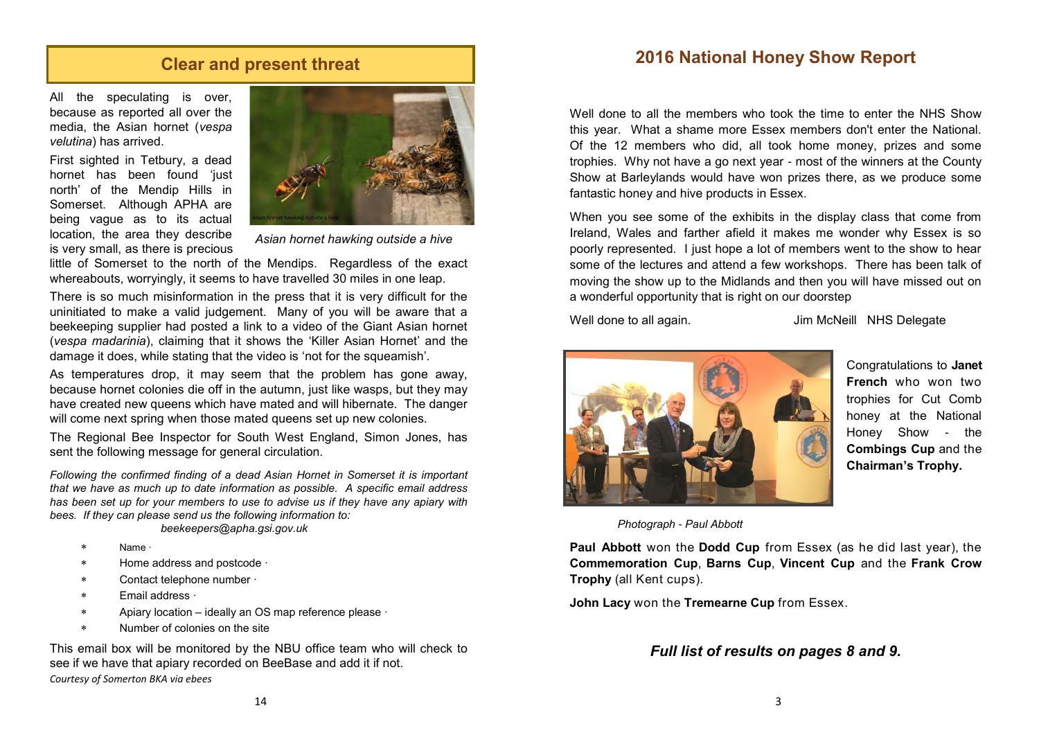## Clear and present threat

All the speculating is over, because as reported all over the media, the Asian hornet (*vespa velutina*) has arrived.

First sighted in Tetbury, a dead hornet has been found 'just north' of the Mendip Hills in Somerset. Although APHA are being vague as to its actual location, the area they describe is very small, as there is precious little of Somerset to the north of the Mendips. Regardless of the exact whereabouts, worryingly, it seems to have travelled 30 miles in one leap.

*Asian hornet hawking outside a hive*

There is so much misinformation in the press that it is very difficult for the uninitiated to make a valid judgement. Many of you will be aware that a beekeeping supplier had posted a link to a video of the Giant Asian hornet (*vespa madarinia*), claiming that it shows the 'Killer Asian Hornet' and the damage it does, while stating that the video is 'not for the squeamish'.

As temperatures drop, it may seem that the problem has gone away, because hornet colonies die off in the autumn, just like wasps, but they may have created new queens which have mated and will hibernate. The danger will come next spring when those mated queens set up new colonies.

The Regional Bee Inspector for South West England, Simon Jones, has sent the following message for general circulation.

*Following the confirmed finding of a dead Asian Hornet in Somerset it is important that we have as much up to date information as possible. A specific email address has been set up for your members to use to advise us if they have any apiary with bees. If they can please send us the following information to:*
*beekeepers@apha.gsi.gov.uk*

- Name ·
- Home address and postcode ·
- Contact telephone number ·
- Email address ·
- Apiary location – ideally an OS map reference please ·
- Number of colonies on the site

This email box will be monitored by the NBU office team who will check to see if we have that apiary recorded on BeeBase and add it if not.

*Courtesy of Somerton BKA via ebees*

## 2016 National Honey Show Report

Well done to all the members who took the time to enter the NHS Show this year. What a shame more Essex members don't enter the National. Of the 12 members who did, all took home money, prizes and some trophies. Why not have a go next year - most of the winners at the County Show at Barleylands would have won prizes there, as we produce some fantastic honey and hive products in Essex.

When you see some of the exhibits in the display class that come from Ireland, Wales and farther afield it makes me wonder why Essex is so poorly represented. I just hope a lot of members went to the show to hear some of the lectures and attend a few workshops. There has been talk of moving the show up to the Midlands and then you will have missed out on a wonderful opportunity that is right on our doorstep

Well done to all again. Jim McNeill NHS Delegate

Congratulations to **Janet French** who won two trophies for Cut Comb honey at the National Honey Show - the **Combings Cup** and the **Chairman's Trophy.**

*Photograph - Paul Abbott*

**Paul Abbott** won the **Dodd Cup** from Essex (as he did last year), the **Commemoration Cup**, **Barns Cup**, **Vincent Cup** and the **Frank Crow Trophy** (all Kent cups).

**John Lacy** won the **Tremearne Cup** from Essex.

***Full list of results on pages 8 and 9.***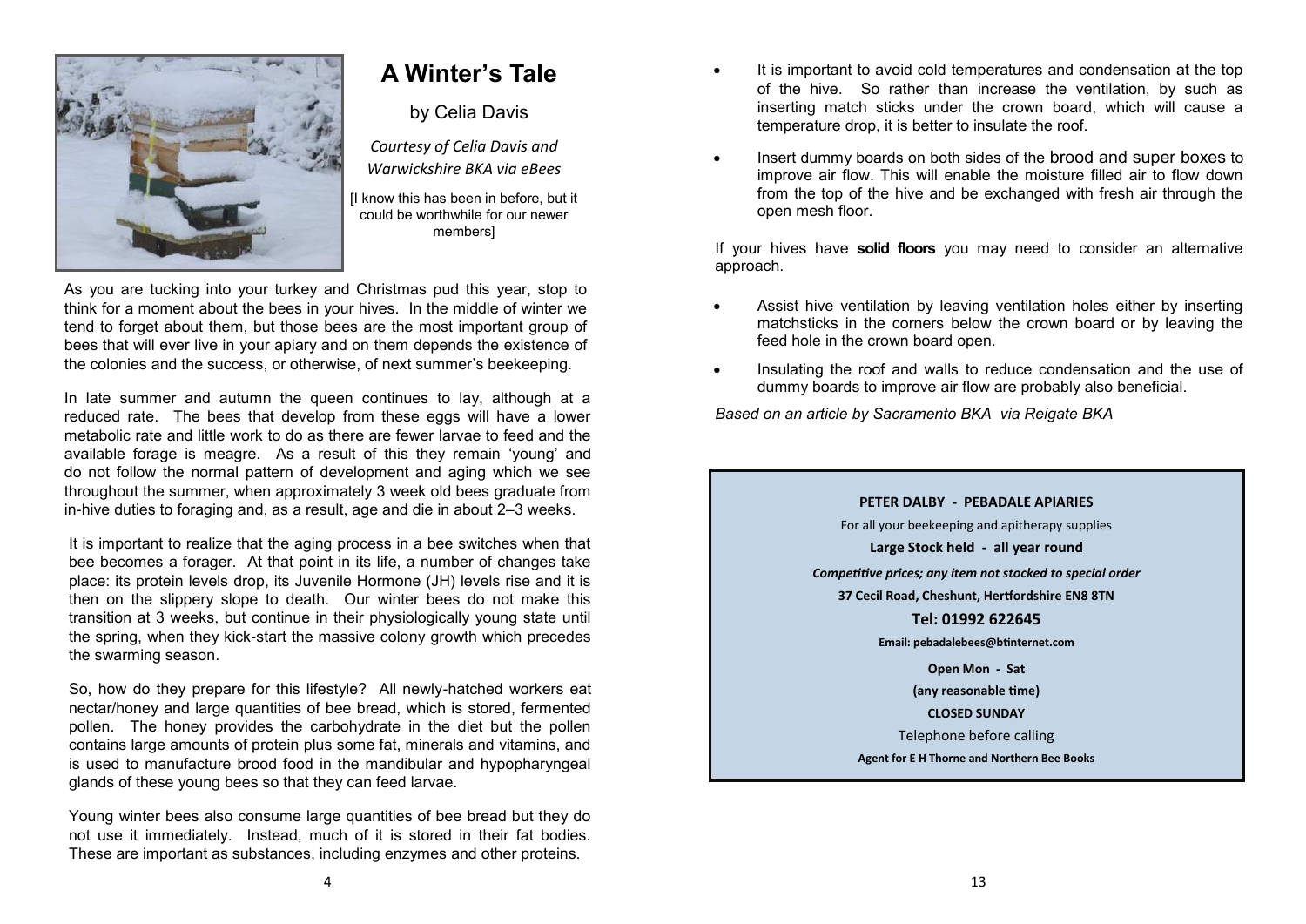# A Winter's Tale

by Celia Davis

*Courtesy of Celia Davis and Warwickshire BKA via eBees*

[I know this has been in before, but it could be worthwhile for our newer members]

As you are tucking into your turkey and Christmas pud this year, stop to think for a moment about the bees in your hives. In the middle of winter we tend to forget about them, but those bees are the most important group of bees that will ever live in your apiary and on them depends the existence of the colonies and the success, or otherwise, of next summer's beekeeping.

In late summer and autumn the queen continues to lay, although at a reduced rate. The bees that develop from these eggs will have a lower metabolic rate and little work to do as there are fewer larvae to feed and the available forage is meagre. As a result of this they remain 'young' and do not follow the normal pattern of development and aging which we see throughout the summer, when approximately 3 week old bees graduate from in-hive duties to foraging and, as a result, age and die in about 2–3 weeks.

It is important to realize that the aging process in a bee switches when that bee becomes a forager. At that point in its life, a number of changes take place: its protein levels drop, its Juvenile Hormone (JH) levels rise and it is then on the slippery slope to death. Our winter bees do not make this transition at 3 weeks, but continue in their physiologically young state until the spring, when they kick-start the massive colony growth which precedes the swarming season.

So, how do they prepare for this lifestyle? All newly-hatched workers eat nectar/honey and large quantities of bee bread, which is stored, fermented pollen. The honey provides the carbohydrate in the diet but the pollen contains large amounts of protein plus some fat, minerals and vitamins, and is used to manufacture brood food in the mandibular and hypopharyngeal glands of these young bees so that they can feed larvae.

Young winter bees also consume large quantities of bee bread but they do not use it immediately. Instead, much of it is stored in their fat bodies. These are important as substances, including enzymes and other proteins.

- It is important to avoid cold temperatures and condensation at the top of the hive. So rather than increase the ventilation, by such as inserting match sticks under the crown board, which will cause a temperature drop, it is better to insulate the roof.
- Insert dummy boards on both sides of the brood and super boxes to improve air flow. This will enable the moisture filled air to flow down from the top of the hive and be exchanged with fresh air through the open mesh floor.

If your hives have **solid floors** you may need to consider an alternative approach.

- Assist hive ventilation by leaving ventilation holes either by inserting matchsticks in the corners below the crown board or by leaving the feed hole in the crown board open.
- Insulating the roof and walls to reduce condensation and the use of dummy boards to improve air flow are probably also beneficial.

*Based on an article by Sacramento BKA via Reigate BKA*

**PETER DALBY - PEBADALE APIARIES**

For all your beekeeping and apitherapy supplies

**Large Stock held - all year round**

***Competitive prices; any item not stocked to special order***

**37 Cecil Road, Cheshunt, Hertfordshire EN8 8TN**

**Tel: 01992 622645**

**Email: pebadalebees@btinternet.com**

**Open Mon - Sat**

**(any reasonable time)**

**CLOSED SUNDAY**

Telephone before calling

**Agent for E H Thorne and Northern Bee Books**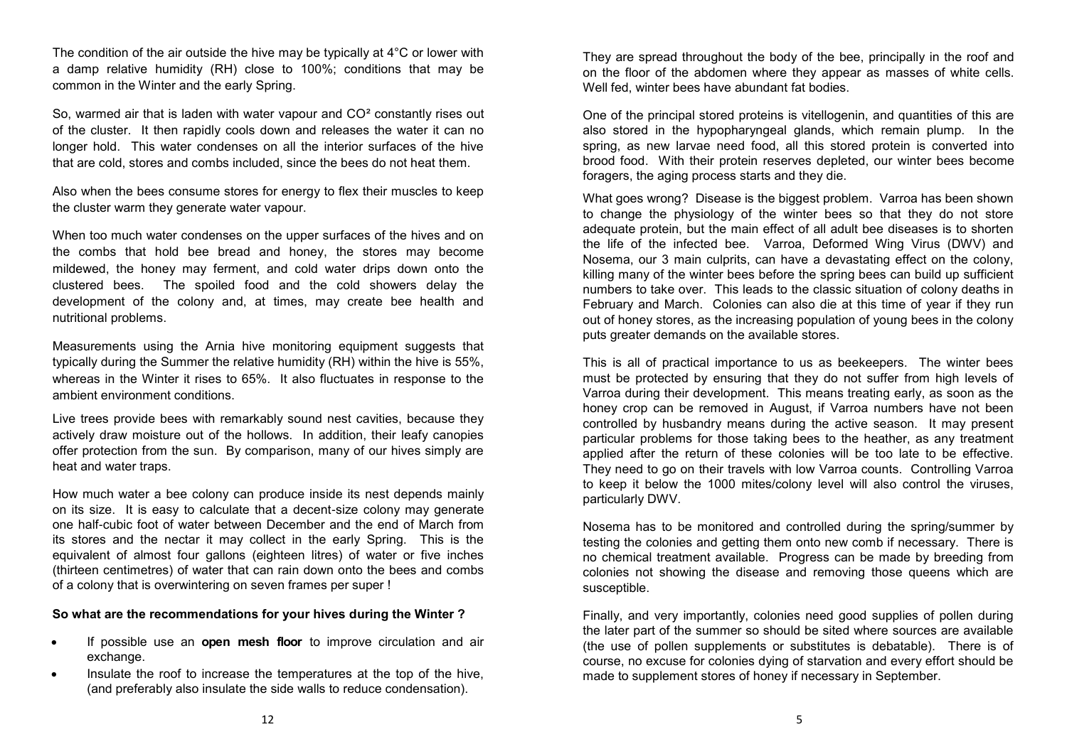The condition of the air outside the hive may be typically at 4°C or lower with a damp relative humidity (RH) close to 100%; conditions that may be common in the Winter and the early Spring.

So, warmed air that is laden with water vapour and $CO^2$ constantly rises out of the cluster. It then rapidly cools down and releases the water it can no longer hold. This water condenses on all the interior surfaces of the hive that are cold, stores and combs included, since the bees do not heat them.

Also when the bees consume stores for energy to flex their muscles to keep the cluster warm they generate water vapour.

When too much water condenses on the upper surfaces of the hives and on the combs that hold bee bread and honey, the stores may become mildewed, the honey may ferment, and cold water drips down onto the clustered bees. The spoiled food and the cold showers delay the development of the colony and, at times, may create bee health and nutritional problems.

Measurements using the Arnia hive monitoring equipment suggests that typically during the Summer the relative humidity (RH) within the hive is 55%, whereas in the Winter it rises to 65%. It also fluctuates in response to the ambient environment conditions.

Live trees provide bees with remarkably sound nest cavities, because they actively draw moisture out of the hollows. In addition, their leafy canopies offer protection from the sun. By comparison, many of our hives simply are heat and water traps.

How much water a bee colony can produce inside its nest depends mainly on its size. It is easy to calculate that a decent-size colony may generate one half-cubic foot of water between December and the end of March from its stores and the nectar it may collect in the early Spring. This is the equivalent of almost four gallons (eighteen litres) of water or five inches (thirteen centimetres) of water that can rain down onto the bees and combs of a colony that is overwintering on seven frames per super !

**So what are the recommendations for your hives during the Winter ?**

- If possible use an **open mesh floor** to improve circulation and air exchange.
- Insulate the roof to increase the temperatures at the top of the hive, (and preferably also insulate the side walls to reduce condensation).

They are spread throughout the body of the bee, principally in the roof and on the floor of the abdomen where they appear as masses of white cells. Well fed, winter bees have abundant fat bodies.

One of the principal stored proteins is vitellogenin, and quantities of this are also stored in the hypopharyngeal glands, which remain plump. In the spring, as new larvae need food, all this stored protein is converted into brood food. With their protein reserves depleted, our winter bees become foragers, the aging process starts and they die.

What goes wrong? Disease is the biggest problem. Varroa has been shown to change the physiology of the winter bees so that they do not store adequate protein, but the main effect of all adult bee diseases is to shorten the life of the infected bee. Varroa, Deformed Wing Virus (DWV) and Nosema, our 3 main culprits, can have a devastating effect on the colony, killing many of the winter bees before the spring bees can build up sufficient numbers to take over. This leads to the classic situation of colony deaths in February and March. Colonies can also die at this time of year if they run out of honey stores, as the increasing population of young bees in the colony puts greater demands on the available stores.

This is all of practical importance to us as beekeepers. The winter bees must be protected by ensuring that they do not suffer from high levels of Varroa during their development. This means treating early, as soon as the honey crop can be removed in August, if Varroa numbers have not been controlled by husbandry means during the active season. It may present particular problems for those taking bees to the heather, as any treatment applied after the return of these colonies will be too late to be effective. They need to go on their travels with low Varroa counts. Controlling Varroa to keep it below the 1000 mites/colony level will also control the viruses, particularly DWV.

Nosema has to be monitored and controlled during the spring/summer by testing the colonies and getting them onto new comb if necessary. There is no chemical treatment available. Progress can be made by breeding from colonies not showing the disease and removing those queens which are susceptible.

Finally, and very importantly, colonies need good supplies of pollen during the later part of the summer so should be sited where sources are available (the use of pollen supplements or substitutes is debatable). There is of course, no excuse for colonies dying of starvation and every effort should be made to supplement stores of honey if necessary in September.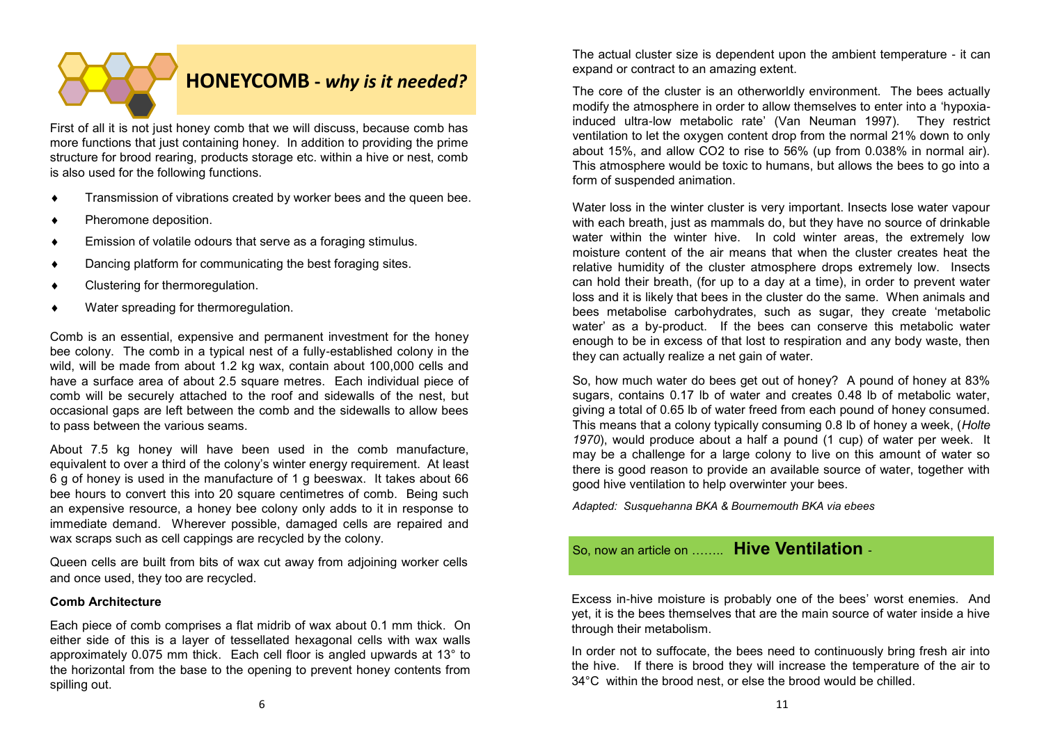## HONEYCOMB - *why is it needed?*

First of all it is not just honey comb that we will discuss, because comb has more functions that just containing honey. In addition to providing the prime structure for brood rearing, products storage etc. within a hive or nest, comb is also used for the following functions.

- Transmission of vibrations created by worker bees and the queen bee.
- Pheromone deposition.
- Emission of volatile odours that serve as a foraging stimulus.
- Dancing platform for communicating the best foraging sites.
- Clustering for thermoregulation.
- Water spreading for thermoregulation.

Comb is an essential, expensive and permanent investment for the honey bee colony. The comb in a typical nest of a fully-established colony in the wild, will be made from about 1.2 kg wax, contain about 100,000 cells and have a surface area of about 2.5 square metres. Each individual piece of comb will be securely attached to the roof and sidewalls of the nest, but occasional gaps are left between the comb and the sidewalls to allow bees to pass between the various seams.

About 7.5 kg honey will have been used in the comb manufacture, equivalent to over a third of the colony's winter energy requirement. At least 6 g of honey is used in the manufacture of 1 g beeswax. It takes about 66 bee hours to convert this into 20 square centimetres of comb. Being such an expensive resource, a honey bee colony only adds to it in response to immediate demand. Wherever possible, damaged cells are repaired and wax scraps such as cell cappings are recycled by the colony.

Queen cells are built from bits of wax cut away from adjoining worker cells and once used, they too are recycled.

**Comb Architecture**

Each piece of comb comprises a flat midrib of wax about 0.1 mm thick. On either side of this is a layer of tessellated hexagonal cells with wax walls approximately 0.075 mm thick. Each cell floor is angled upwards at 13° to the horizontal from the base to the opening to prevent honey contents from spilling out.

The actual cluster size is dependent upon the ambient temperature - it can expand or contract to an amazing extent.

The core of the cluster is an otherworldly environment. The bees actually modify the atmosphere in order to allow themselves to enter into a 'hypoxia-induced ultra-low metabolic rate' (Van Neuman 1997). They restrict ventilation to let the oxygen content drop from the normal 21% down to only about 15%, and allow $CO_2$ to rise to 56% (up from 0.038% in normal air). This atmosphere would be toxic to humans, but allows the bees to go into a form of suspended animation.

Water loss in the winter cluster is very important. Insects lose water vapour with each breath, just as mammals do, but they have no source of drinkable water within the winter hive. In cold winter areas, the extremely low moisture content of the air means that when the cluster creates heat the relative humidity of the cluster atmosphere drops extremely low. Insects can hold their breath, (for up to a day at a time), in order to prevent water loss and it is likely that bees in the cluster do the same. When animals and bees metabolise carbohydrates, such as sugar, they create 'metabolic water' as a by-product. If the bees can conserve this metabolic water enough to be in excess of that lost to respiration and any body waste, then they can actually realize a net gain of water.

So, how much water do bees get out of honey? A pound of honey at 83% sugars, contains 0.17 lb of water and creates 0.48 lb of metabolic water, giving a total of 0.65 lb of water freed from each pound of honey consumed. This means that a colony typically consuming 0.8 lb of honey a week, (*Holte 1970*), would produce about a half a pound (1 cup) of water per week. It may be a challenge for a large colony to live on this amount of water so there is good reason to provide an available source of water, together with good hive ventilation to help overwinter your bees.

*Adapted: Susquehanna BKA & Bournemouth BKA via ebees*

## So, now an article on …….. **Hive Ventilation** -

Excess in-hive moisture is probably one of the bees' worst enemies. And yet, it is the bees themselves that are the main source of water inside a hive through their metabolism.

In order not to suffocate, the bees need to continuously bring fresh air into the hive. If there is brood they will increase the temperature of the air to 34°C within the brood nest, or else the brood would be chilled.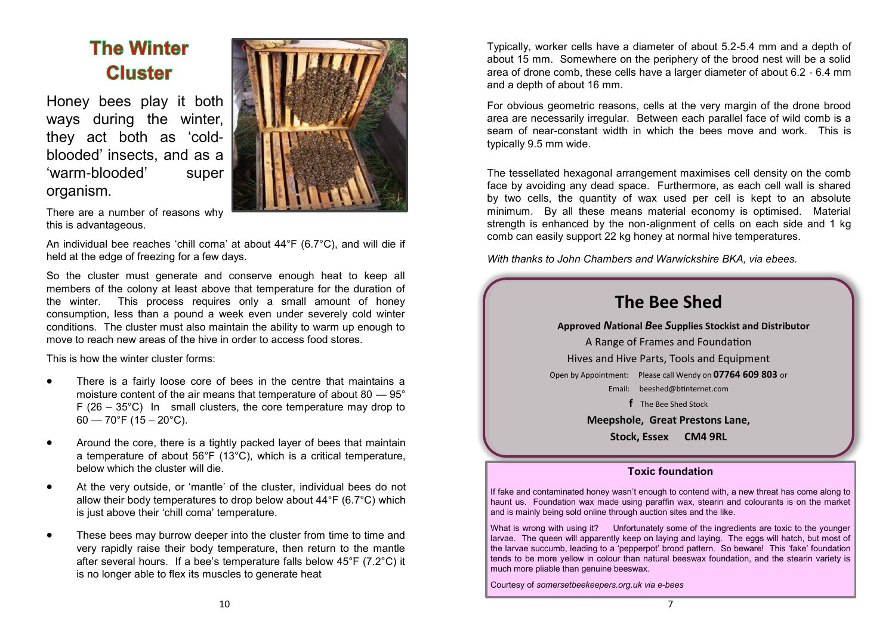# The Winter Cluster

Honey bees play it both ways during the winter, they act both as 'cold-blooded' insects, and as a 'warm-blooded' super organism.

There are a number of reasons why this is advantageous.

An individual bee reaches 'chill coma' at about 44°F (6.7°C), and will die if held at the edge of freezing for a few days.

So the cluster must generate and conserve enough heat to keep all members of the colony at least above that temperature for the duration of the winter. This process requires only a small amount of honey consumption, less than a pound a week even under severely cold winter conditions. The cluster must also maintain the ability to warm up enough to move to reach new areas of the hive in order to access food stores.

This is how the winter cluster forms:

- There is a fairly loose core of bees in the centre that maintains a moisture content of the air means that temperature of about 80 — 95° F (26 – 35°C) In small clusters, the core temperature may drop to 60 — 70°F (15 – 20°C).
- Around the core, there is a tightly packed layer of bees that maintain a temperature of about 56°F (13°C), which is a critical temperature, below which the cluster will die.
- At the very outside, or 'mantle' of the cluster, individual bees do not allow their body temperatures to drop below about 44°F (6.7°C) which is just above their 'chill coma' temperature.
- These bees may burrow deeper into the cluster from time to time and very rapidly raise their body temperature, then return to the mantle after several hours. If a bee's temperature falls below 45°F (7.2°C) it is no longer able to flex its muscles to generate heat

Typically, worker cells have a diameter of about 5.2-5.4 mm and a depth of about 15 mm. Somewhere on the periphery of the brood nest will be a solid area of drone comb, these cells have a larger diameter of about 6.2 - 6.4 mm and a depth of about 16 mm.

For obvious geometric reasons, cells at the very margin of the drone brood area are necessarily irregular. Between each parallel face of wild comb is a seam of near-constant width in which the bees move and work. This is typically 9.5 mm wide.

The tessellated hexagonal arrangement maximises cell density on the comb face by avoiding any dead space. Furthermore, as each cell wall is shared by two cells, the quantity of wax used per cell is kept to an absolute minimum. By all these means material economy is optimised. Material strength is enhanced by the non-alignment of cells on each side and 1 kg comb can easily support 22 kg honey at normal hive temperatures.

*With thanks to John Chambers and Warwickshire BKA, via ebees.*

## The Bee Shed

**Approved *N*ational *B*ee *S*upplies Stockist and Distributor**

A Range of Frames and Foundation

Hives and Hive Parts, Tools and Equipment

Open by Appointment: Please call Wendy on **07764 609 803** or

Email: beeshed@btinternet.com

f The Bee Shed Stock

**Meepshole, Great Prestons Lane,**

**Stock, Essex CM4 9RL**

### Toxic foundation

If fake and contaminated honey wasn't enough to contend with, a new threat has come along to haunt us. Foundation wax made using paraffin wax, stearin and colourants is on the market and is mainly being sold online through auction sites and the like.

What is wrong with using it? Unfortunately some of the ingredients are toxic to the younger larvae. The queen will apparently keep on laying and laying. The eggs will hatch, but most of the larvae succumb, leading to a 'pepperpot' brood pattern. So beware! This 'fake' foundation tends to be more yellow in colour than natural beeswax foundation, and the stearin variety is much more pliable than genuine beeswax.

Courtesy of *somersetbeekeepers.org.uk via e-bees*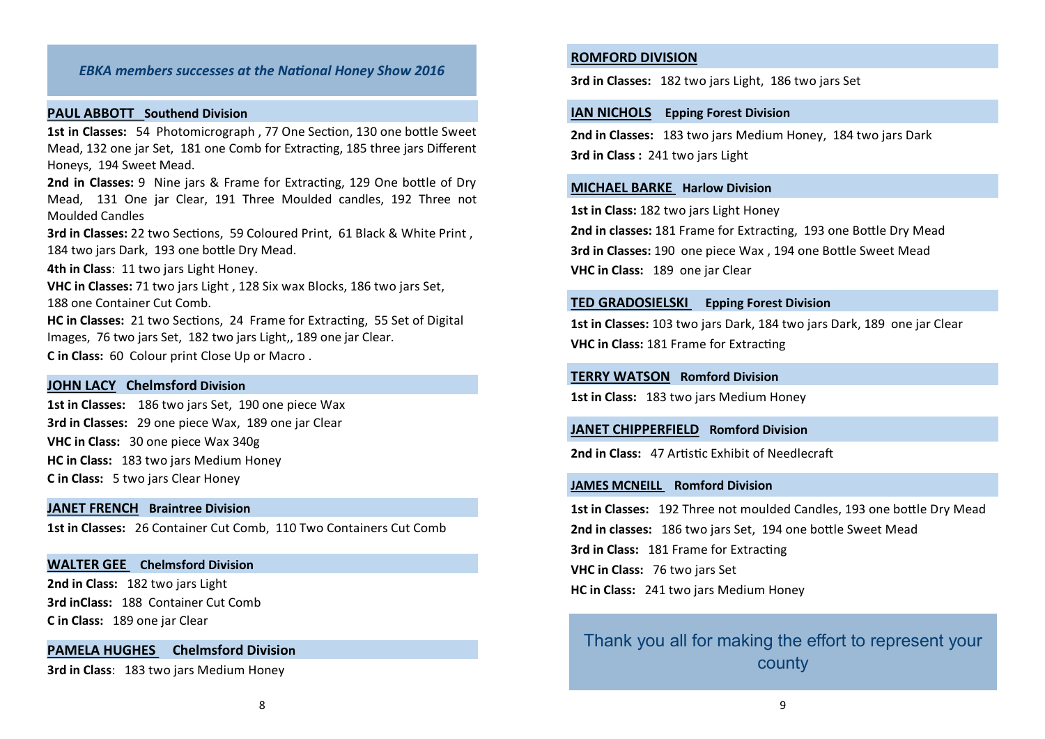*EBKA members successes at the National Honey Show 2016*

## PAUL ABBOTT Southend Division

**1st in Classes:** 54 Photomicrograph , 77 One Section, 130 one bottle Sweet Mead, 132 one jar Set, 181 one Comb for Extracting, 185 three jars Different Honeys, 194 Sweet Mead.

**2nd in Classes:** 9 Nine jars & Frame for Extracting, 129 One bottle of Dry Mead, 131 One jar Clear, 191 Three Moulded candles, 192 Three not Moulded Candles

**3rd in Classes:** 22 two Sections, 59 Coloured Print, 61 Black & White Print , 184 two jars Dark, 193 one bottle Dry Mead.

**4th in Class**: 11 two jars Light Honey.

**VHC in Classes:** 71 two jars Light , 128 Six wax Blocks, 186 two jars Set, 188 one Container Cut Comb.

**HC in Classes:** 21 two Sections, 24 Frame for Extracting, 55 Set of Digital Images, 76 two jars Set, 182 two jars Light,, 189 one jar Clear.

**C in Class:** 60 Colour print Close Up or Macro .

## JOHN LACY Chelmsford Division

**1st in Classes:** 186 two jars Set, 190 one piece Wax

**3rd in Classes:** 29 one piece Wax, 189 one jar Clear

**VHC in Class:** 30 one piece Wax 340g

**HC in Class:** 183 two jars Medium Honey

**C in Class:** 5 two jars Clear Honey

## JANET FRENCH Braintree Division

**1st in Classes:** 26 Container Cut Comb, 110 Two Containers Cut Comb

## WALTER GEE Chelmsford Division

**2nd in Class:** 182 two jars Light

**3rd inClass:** 188 Container Cut Comb

**C in Class:** 189 one jar Clear

## PAMELA HUGHES Chelmsford Division

**3rd in Class**: 183 two jars Medium Honey

## ROMFORD DIVISION

**3rd in Classes:** 182 two jars Light, 186 two jars Set

## IAN NICHOLS Epping Forest Division

**2nd in Classes:** 183 two jars Medium Honey, 184 two jars Dark

**3rd in Class :** 241 two jars Light

## MICHAEL BARKE Harlow Division

**1st in Class:** 182 two jars Light Honey

**2nd in classes:** 181 Frame for Extracting, 193 one Bottle Dry Mead

**3rd in Classes:** 190 one piece Wax , 194 one Bottle Sweet Mead

**VHC in Class:** 189 one jar Clear

## TED GRADOSIELSKI Epping Forest Division

**1st in Classes:** 103 two jars Dark, 184 two jars Dark, 189 one jar Clear

**VHC in Class:** 181 Frame for Extracting

## TERRY WATSON Romford Division

**1st in Class:** 183 two jars Medium Honey

## JANET CHIPPERFIELD Romford Division

**2nd in Class:** 47 Artistic Exhibit of Needlecraft

## JAMES MCNEILL Romford Division

**1st in Classes:** 192 Three not moulded Candles, 193 one bottle Dry Mead

**2nd in classes:** 186 two jars Set, 194 one bottle Sweet Mead

**3rd in Class:** 181 Frame for Extracting

**VHC in Class:** 76 two jars Set

**HC in Class:** 241 two jars Medium Honey

Thank you all for making the effort to represent your county